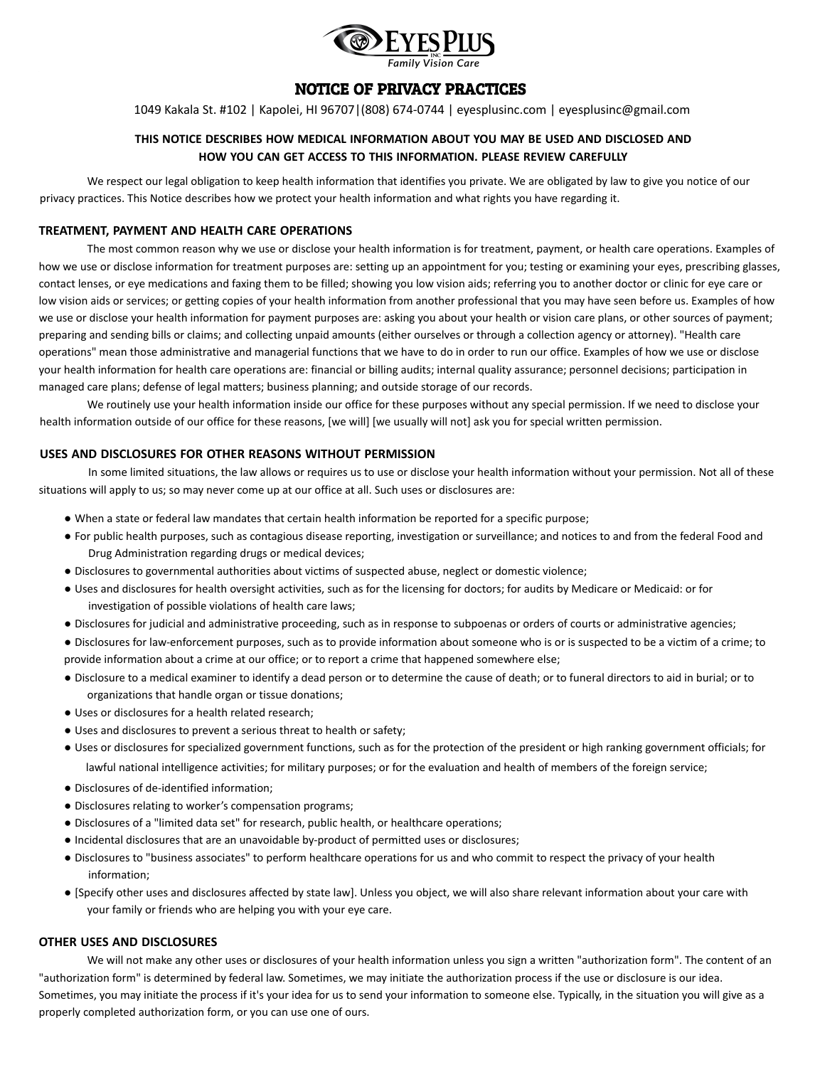EYES PLUS INC
*Family Vision Care*

# NOTICE OF PRIVACY PRACTICES

1049 Kakala St. #102 | Kapolei, HI 96707|(808) 674-0744 | eyesplusinc.com | eyesplusinc@gmail.com

**THIS NOTICE DESCRIBES HOW MEDICAL INFORMATION ABOUT YOU MAY BE USED AND DISCLOSED AND HOW YOU CAN GET ACCESS TO THIS INFORMATION. PLEASE REVIEW CAREFULLY**

We respect our legal obligation to keep health information that identifies you private. We are obligated by law to give you notice of our privacy practices. This Notice describes how we protect your health information and what rights you have regarding it.

## TREATMENT, PAYMENT AND HEALTH CARE OPERATIONS

The most common reason why we use or disclose your health information is for treatment, payment, or health care operations. Examples of how we use or disclose information for treatment purposes are: setting up an appointment for you; testing or examining your eyes, prescribing glasses, contact lenses, or eye medications and faxing them to be filled; showing you low vision aids; referring you to another doctor or clinic for eye care or low vision aids or services; or getting copies of your health information from another professional that you may have seen before us. Examples of how we use or disclose your health information for payment purposes are: asking you about your health or vision care plans, or other sources of payment; preparing and sending bills or claims; and collecting unpaid amounts (either ourselves or through a collection agency or attorney). "Health care operations" mean those administrative and managerial functions that we have to do in order to run our office. Examples of how we use or disclose your health information for health care operations are: financial or billing audits; internal quality assurance; personnel decisions; participation in managed care plans; defense of legal matters; business planning; and outside storage of our records.

We routinely use your health information inside our office for these purposes without any special permission. If we need to disclose your health information outside of our office for these reasons, [we will] [we usually will not] ask you for special written permission.

## USES AND DISCLOSURES FOR OTHER REASONS WITHOUT PERMISSION

In some limited situations, the law allows or requires us to use or disclose your health information without your permission. Not all of these situations will apply to us; so may never come up at our office at all. Such uses or disclosures are:

- When a state or federal law mandates that certain health information be reported for a specific purpose;
- For public health purposes, such as contagious disease reporting, investigation or surveillance; and notices to and from the federal Food and Drug Administration regarding drugs or medical devices;
- Disclosures to governmental authorities about victims of suspected abuse, neglect or domestic violence;
- Uses and disclosures for health oversight activities, such as for the licensing for doctors; for audits by Medicare or Medicaid: or for investigation of possible violations of health care laws;
- Disclosures for judicial and administrative proceeding, such as in response to subpoenas or orders of courts or administrative agencies;
- Disclosures for law-enforcement purposes, such as to provide information about someone who is or is suspected to be a victim of a crime; to provide information about a crime at our office; or to report a crime that happened somewhere else;
- Disclosure to a medical examiner to identify a dead person or to determine the cause of death; or to funeral directors to aid in burial; or to organizations that handle organ or tissue donations;
- Uses or disclosures for a health related research;
- Uses and disclosures to prevent a serious threat to health or safety;
- Uses or disclosures for specialized government functions, such as for the protection of the president or high ranking government officials; for lawful national intelligence activities; for military purposes; or for the evaluation and health of members of the foreign service;
- Disclosures of de-identified information;
- Disclosures relating to worker's compensation programs;
- Disclosures of a "limited data set" for research, public health, or healthcare operations;
- Incidental disclosures that are an unavoidable by-product of permitted uses or disclosures;
- Disclosures to "business associates" to perform healthcare operations for us and who commit to respect the privacy of your health information;
- [Specify other uses and disclosures affected by state law]. Unless you object, we will also share relevant information about your care with your family or friends who are helping you with your eye care.

## OTHER USES AND DISCLOSURES

We will not make any other uses or disclosures of your health information unless you sign a written "authorization form". The content of an "authorization form" is determined by federal law. Sometimes, we may initiate the authorization process if the use or disclosure is our idea. Sometimes, you may initiate the process if it's your idea for us to send your information to someone else. Typically, in the situation you will give as a properly completed authorization form, or you can use one of ours.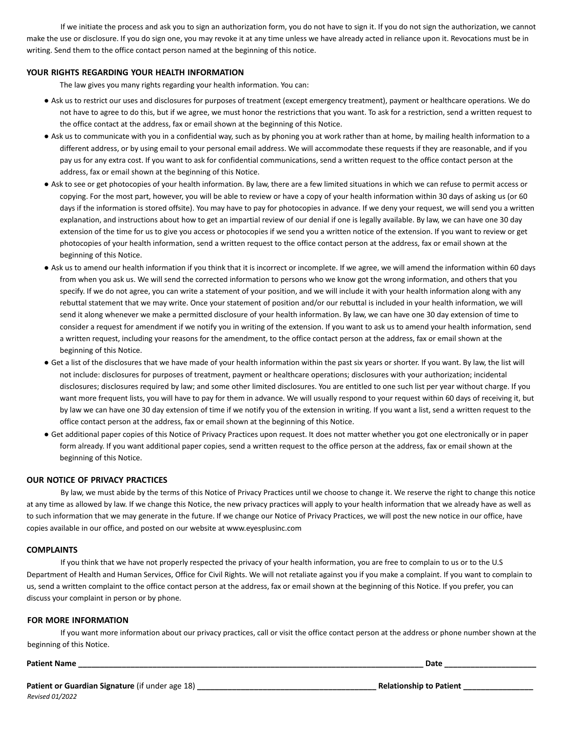If we initiate the process and ask you to sign an authorization form, you do not have to sign it. If you do not sign the authorization, we cannot make the use or disclosure. If you do sign one, you may revoke it at any time unless we have already acted in reliance upon it. Revocations must be in writing. Send them to the office contact person named at the beginning of this notice.

## YOUR RIGHTS REGARDING YOUR HEALTH INFORMATION

The law gives you many rights regarding your health information. You can:

- Ask us to restrict our uses and disclosures for purposes of treatment (except emergency treatment), payment or healthcare operations. We do not have to agree to do this, but if we agree, we must honor the restrictions that you want. To ask for a restriction, send a written request to the office contact at the address, fax or email shown at the beginning of this Notice.
- Ask us to communicate with you in a confidential way, such as by phoning you at work rather than at home, by mailing health information to a different address, or by using email to your personal email address. We will accommodate these requests if they are reasonable, and if you pay us for any extra cost. If you want to ask for confidential communications, send a written request to the office contact person at the address, fax or email shown at the beginning of this Notice.
- Ask to see or get photocopies of your health information. By law, there are a few limited situations in which we can refuse to permit access or copying. For the most part, however, you will be able to review or have a copy of your health information within 30 days of asking us (or 60 days if the information is stored offsite). You may have to pay for photocopies in advance. If we deny your request, we will send you a written explanation, and instructions about how to get an impartial review of our denial if one is legally available. By law, we can have one 30 day extension of the time for us to give you access or photocopies if we send you a written notice of the extension. If you want to review or get photocopies of your health information, send a written request to the office contact person at the address, fax or email shown at the beginning of this Notice.
- Ask us to amend our health information if you think that it is incorrect or incomplete. If we agree, we will amend the information within 60 days from when you ask us. We will send the corrected information to persons who we know got the wrong information, and others that you specify. If we do not agree, you can write a statement of your position, and we will include it with your health information along with any rebuttal statement that we may write. Once your statement of position and/or our rebuttal is included in your health information, we will send it along whenever we make a permitted disclosure of your health information. By law, we can have one 30 day extension of time to consider a request for amendment if we notify you in writing of the extension. If you want to ask us to amend your health information, send a written request, including your reasons for the amendment, to the office contact person at the address, fax or email shown at the beginning of this Notice.
- Get a list of the disclosures that we have made of your health information within the past six years or shorter. If you want. By law, the list will not include: disclosures for purposes of treatment, payment or healthcare operations; disclosures with your authorization; incidental disclosures; disclosures required by law; and some other limited disclosures. You are entitled to one such list per year without charge. If you want more frequent lists, you will have to pay for them in advance. We will usually respond to your request within 60 days of receiving it, but by law we can have one 30 day extension of time if we notify you of the extension in writing. If you want a list, send a written request to the office contact person at the address, fax or email shown at the beginning of this Notice.
- Get additional paper copies of this Notice of Privacy Practices upon request. It does not matter whether you got one electronically or in paper form already. If you want additional paper copies, send a written request to the office person at the address, fax or email shown at the beginning of this Notice.

## OUR NOTICE OF PRIVACY PRACTICES

By law, we must abide by the terms of this Notice of Privacy Practices until we choose to change it. We reserve the right to change this notice at any time as allowed by law. If we change this Notice, the new privacy practices will apply to your health information that we already have as well as to such information that we may generate in the future. If we change our Notice of Privacy Practices, we will post the new notice in our office, have copies available in our office, and posted on our website at www.eyesplusinc.com

## COMPLAINTS

If you think that we have not properly respected the privacy of your health information, you are free to complain to us or to the U.S Department of Health and Human Services, Office for Civil Rights. We will not retaliate against you if you make a complaint. If you want to complain to us, send a written complaint to the office contact person at the address, fax or email shown at the beginning of this Notice. If you prefer, you can discuss your complaint in person or by phone.

## FOR MORE INFORMATION

If you want more information about our privacy practices, call or visit the office contact person at the address or phone number shown at the beginning of this Notice.

**Patient Name** ________________________________________________ **Date** ____________________

**Patient or Guardian Signature** (if under age 18) ______________________________ **Relationship to Patient** ________________

*Revised 01/2022*